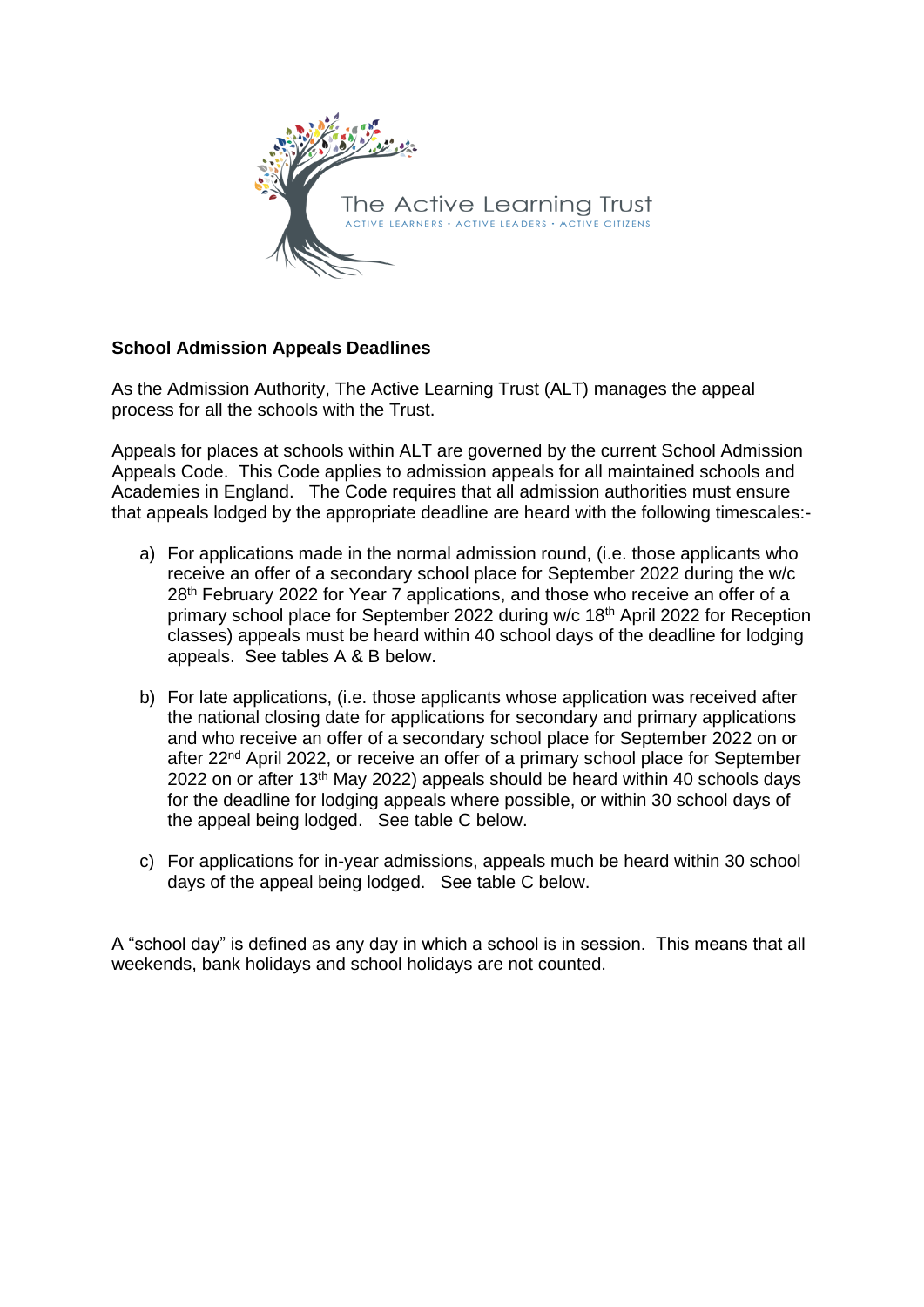The Active Learning Trust

ACTIVE LEARNERS · ACTIVE LEADERS · ACTIVE CITIZENS

**School Admission Appeals Deadlines**

As the Admission Authority, The Active Learning Trust (ALT) manages the appeal process for all the schools with the Trust.

Appeals for places at schools within ALT are governed by the current School Admission Appeals Code. This Code applies to admission appeals for all maintained schools and Academies in England. The Code requires that all admission authorities must ensure that appeals lodged by the appropriate deadline are heard with the following timescales:-

a) For applications made in the normal admission round, (i.e. those applicants who receive an offer of a secondary school place for September 2022 during the w/c 28th February 2022 for Year 7 applications, and those who receive an offer of a primary school place for September 2022 during w/c 18th April 2022 for Reception classes) appeals must be heard within 40 school days of the deadline for lodging appeals. See tables A & B below.

b) For late applications, (i.e. those applicants whose application was received after the national closing date for applications for secondary and primary applications and who receive an offer of a secondary school place for September 2022 on or after 22nd April 2022, or receive an offer of a primary school place for September 2022 on or after 13th May 2022) appeals should be heard within 40 schools days for the deadline for lodging appeals where possible, or within 30 school days of the appeal being lodged. See table C below.

c) For applications for in-year admissions, appeals much be heard within 30 school days of the appeal being lodged. See table C below.

A "school day" is defined as any day in which a school is in session. This means that all weekends, bank holidays and school holidays are not counted.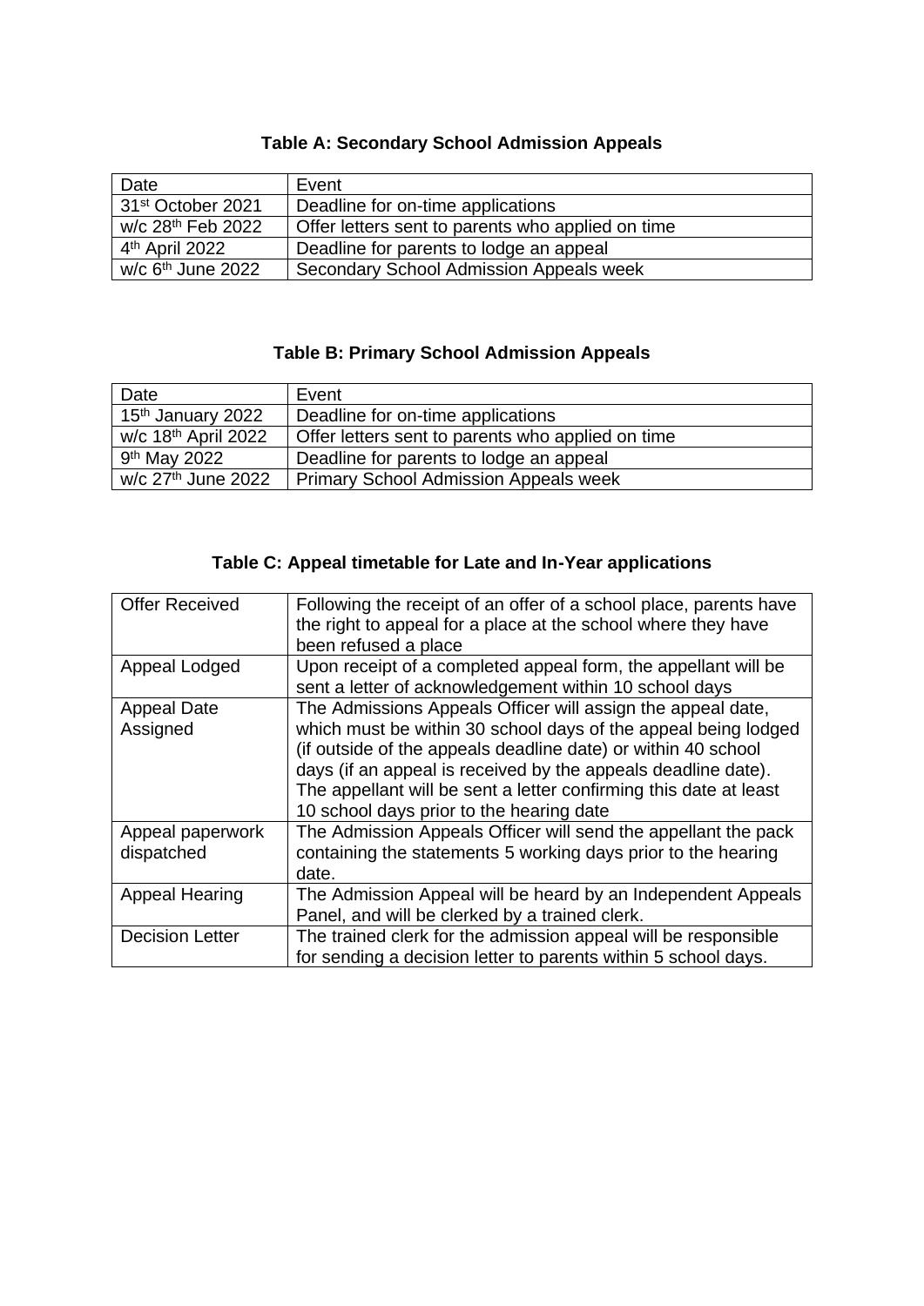### Table A: Secondary School Admission Appeals

| Date | Event |
|---|---|
| 31st October 2021 | Deadline for on-time applications |
| w/c 28th Feb 2022 | Offer letters sent to parents who applied on time |
| 4th April 2022 | Deadline for parents to lodge an appeal |
| w/c 6th June 2022 | Secondary School Admission Appeals week |

### Table B: Primary School Admission Appeals

| Date | Event |
|---|---|
| 15th January 2022 | Deadline for on-time applications |
| w/c 18th April 2022 | Offer letters sent to parents who applied on time |
| 9th May 2022 | Deadline for parents to lodge an appeal |
| w/c 27th June 2022 | Primary School Admission Appeals week |

### Table C: Appeal timetable for Late and In-Year applications

| | |
|---|---|
| Offer Received | Following the receipt of an offer of a school place, parents have the right to appeal for a place at the school where they have been refused a place |
| Appeal Lodged | Upon receipt of a completed appeal form, the appellant will be sent a letter of acknowledgement within 10 school days |
| Appeal Date Assigned | The Admissions Appeals Officer will assign the appeal date, which must be within 30 school days of the appeal being lodged (if outside of the appeals deadline date) or within 40 school days (if an appeal is received by the appeals deadline date). The appellant will be sent a letter confirming this date at least 10 school days prior to the hearing date |
| Appeal paperwork dispatched | The Admission Appeals Officer will send the appellant the pack containing the statements 5 working days prior to the hearing date. |
| Appeal Hearing | The Admission Appeal will be heard by an Independent Appeals Panel, and will be clerked by a trained clerk. |
| Decision Letter | The trained clerk for the admission appeal will be responsible for sending a decision letter to parents within 5 school days. |